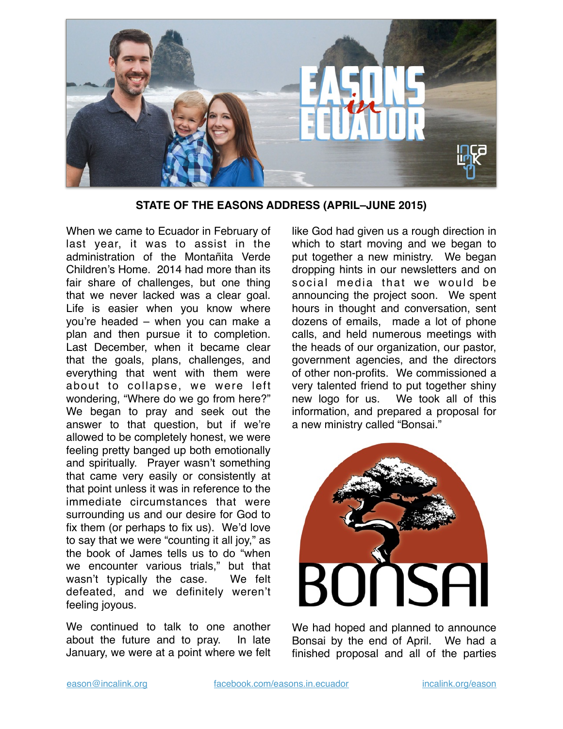**STATE OF THE EASONS ADDRESS (APRIL–JUNE 2015)**

When we came to Ecuador in February of last year, it was to assist in the administration of the Montañita Verde Children's Home. 2014 had more than its fair share of challenges, but one thing that we never lacked was a clear goal. Life is easier when you know where you're headed – when you can make a plan and then pursue it to completion. Last December, when it became clear that the goals, plans, challenges, and everything that went with them were about to collapse, we were left wondering, "Where do we go from here?" We began to pray and seek out the answer to that question, but if we're allowed to be completely honest, we were feeling pretty banged up both emotionally and spiritually. Prayer wasn't something that came very easily or consistently at that point unless it was in reference to the immediate circumstances that were surrounding us and our desire for God to fix them (or perhaps to fix us). We'd love to say that we were "counting it all joy," as the book of James tells us to do "when we encounter various trials," but that wasn't typically the case. We felt defeated, and we definitely weren't feeling joyous.

We continued to talk to one another about the future and to pray. In late January, we were at a point where we felt like God had given us a rough direction in which to start moving and we began to put together a new ministry. We began dropping hints in our newsletters and on social media that we would be announcing the project soon. We spent hours in thought and conversation, sent dozens of emails, made a lot of phone calls, and held numerous meetings with the heads of our organization, our pastor, government agencies, and the directors of other non-profits. We commissioned a very talented friend to put together shiny new logo for us. We took all of this information, and prepared a proposal for a new ministry called "Bonsai."

We had hoped and planned to announce Bonsai by the end of April. We had a finished proposal and all of the parties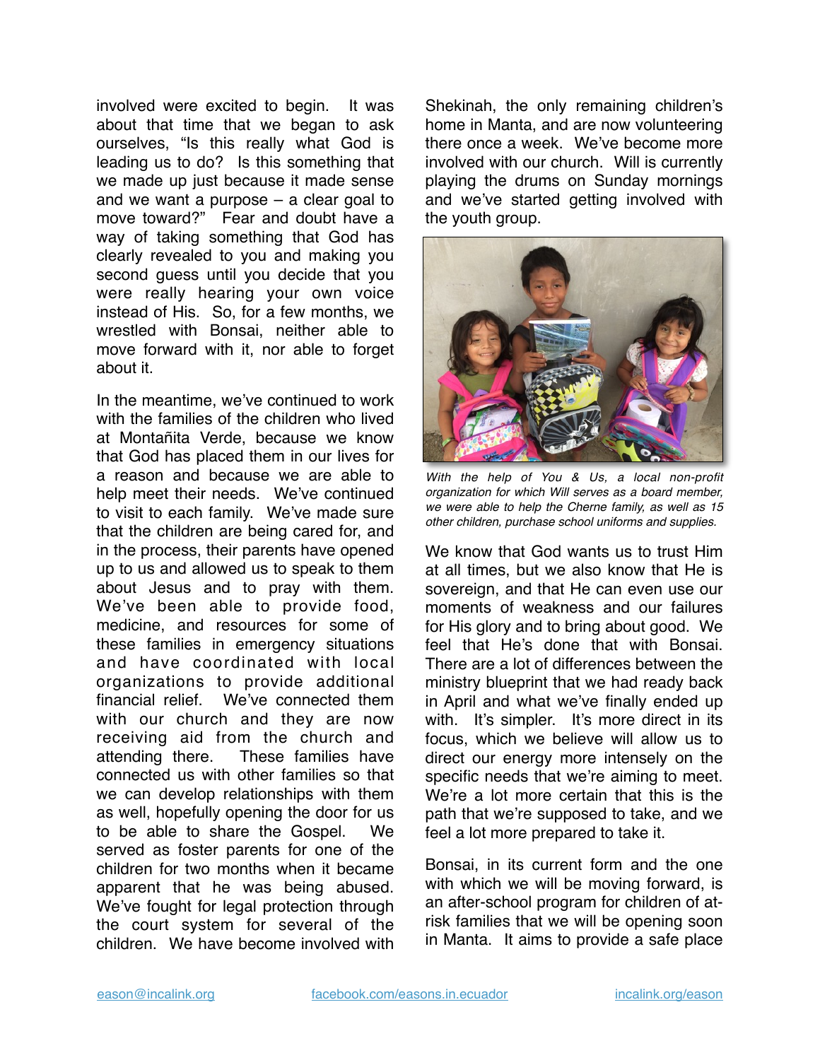involved were excited to begin. It was about that time that we began to ask ourselves, "Is this really what God is leading us to do? Is this something that we made up just because it made sense and we want a purpose – a clear goal to move toward?" Fear and doubt have a way of taking something that God has clearly revealed to you and making you second guess until you decide that you were really hearing your own voice instead of His. So, for a few months, we wrestled with Bonsai, neither able to move forward with it, nor able to forget about it.

In the meantime, we've continued to work with the families of the children who lived at Montañita Verde, because we know that God has placed them in our lives for a reason and because we are able to help meet their needs. We've continued to visit to each family. We've made sure that the children are being cared for, and in the process, their parents have opened up to us and allowed us to speak to them about Jesus and to pray with them. We've been able to provide food, medicine, and resources for some of these families in emergency situations and have coordinated with local organizations to provide additional financial relief. We've connected them with our church and they are now receiving aid from the church and attending there. These families have connected us with other families so that we can develop relationships with them as well, hopefully opening the door for us to be able to share the Gospel. We served as foster parents for one of the children for two months when it became apparent that he was being abused. We've fought for legal protection through the court system for several of the children. We have become involved with Shekinah, the only remaining children's home in Manta, and are now volunteering there once a week. We've become more involved with our church. Will is currently playing the drums on Sunday mornings and we've started getting involved with the youth group.

*With the help of You & Us, a local non-profit organization for which Will serves as a board member, we were able to help the Cherne family, as well as 15 other children, purchase school uniforms and supplies.*

We know that God wants us to trust Him at all times, but we also know that He is sovereign, and that He can even use our moments of weakness and our failures for His glory and to bring about good. We feel that He's done that with Bonsai. There are a lot of differences between the ministry blueprint that we had ready back in April and what we've finally ended up with. It's simpler. It's more direct in its focus, which we believe will allow us to direct our energy more intensely on the specific needs that we're aiming to meet. We're a lot more certain that this is the path that we're supposed to take, and we feel a lot more prepared to take it.

Bonsai, in its current form and the one with which we will be moving forward, is an after-school program for children of at-risk families that we will be opening soon in Manta. It aims to provide a safe place

eason@incalink.org facebook.com/easons.in.ecuador incalink.org/eason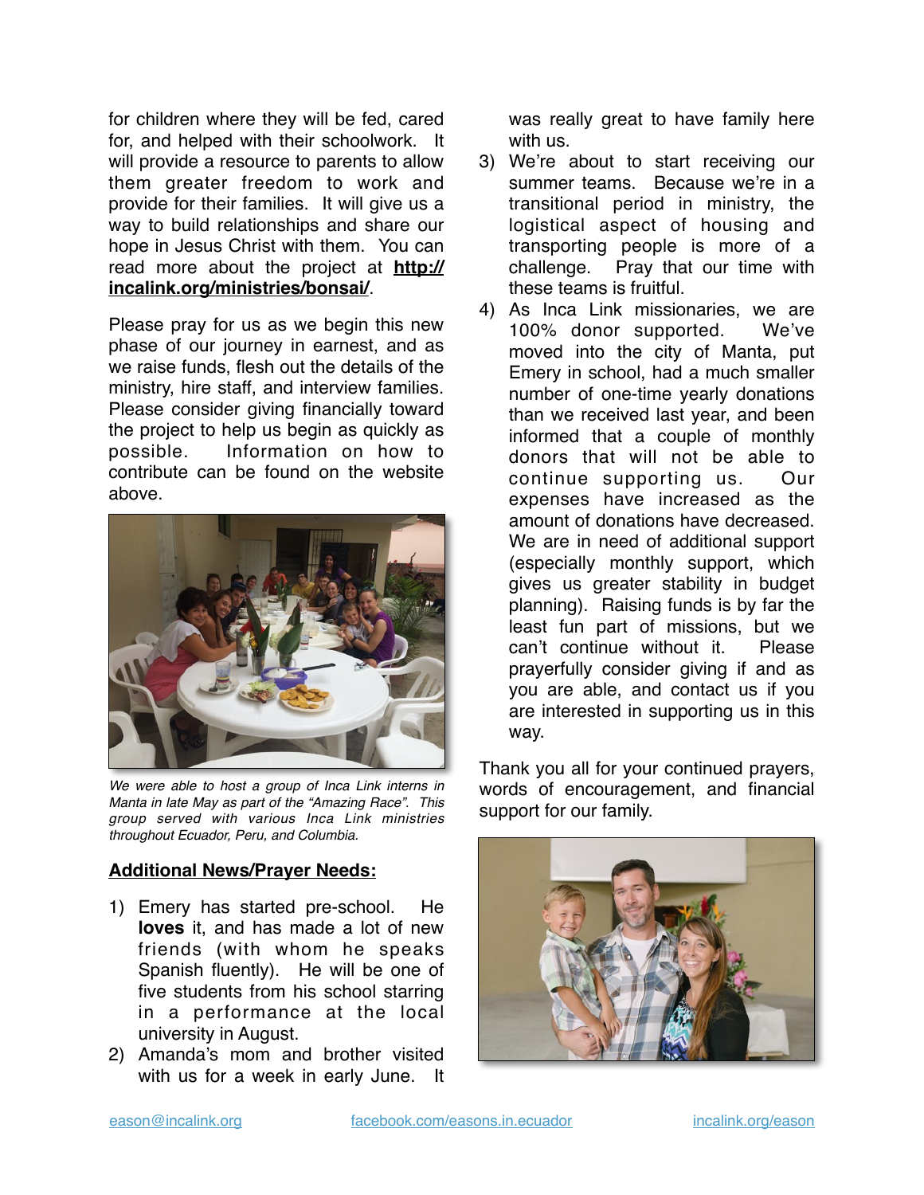for children where they will be fed, cared for, and helped with their schoolwork. It will provide a resource to parents to allow them greater freedom to work and provide for their families. It will give us a way to build relationships and share our hope in Jesus Christ with them. You can read more about the project at **http://incalink.org/ministries/bonsai/**.

Please pray for us as we begin this new phase of our journey in earnest, and as we raise funds, flesh out the details of the ministry, hire staff, and interview families. Please consider giving financially toward the project to help us begin as quickly as possible. Information on how to contribute can be found on the website above.

*We were able to host a group of Inca Link interns in Manta in late May as part of the "Amazing Race". This group served with various Inca Link ministries throughout Ecuador, Peru, and Columbia.*

**Additional News/Prayer Needs:**

1) Emery has started pre-school. He **loves** it, and has made a lot of new friends (with whom he speaks Spanish fluently). He will be one of five students from his school starring in a performance at the local university in August.
2) Amanda's mom and brother visited with us for a week in early June. It was really great to have family here with us.
3) We're about to start receiving our summer teams. Because we're in a transitional period in ministry, the logistical aspect of housing and transporting people is more of a challenge. Pray that our time with these teams is fruitful.
4) As Inca Link missionaries, we are 100% donor supported. We've moved into the city of Manta, put Emery in school, had a much smaller number of one-time yearly donations than we received last year, and been informed that a couple of monthly donors that will not be able to continue supporting us. Our expenses have increased as the amount of donations have decreased. We are in need of additional support (especially monthly support, which gives us greater stability in budget planning). Raising funds is by far the least fun part of missions, but we can't continue without it. Please prayerfully consider giving if and as you are able, and contact us if you are interested in supporting us in this way.

Thank you all for your continued prayers, words of encouragement, and financial support for our family.

eason@incalink.org facebook.com/easons.in.ecuador incalink.org/eason